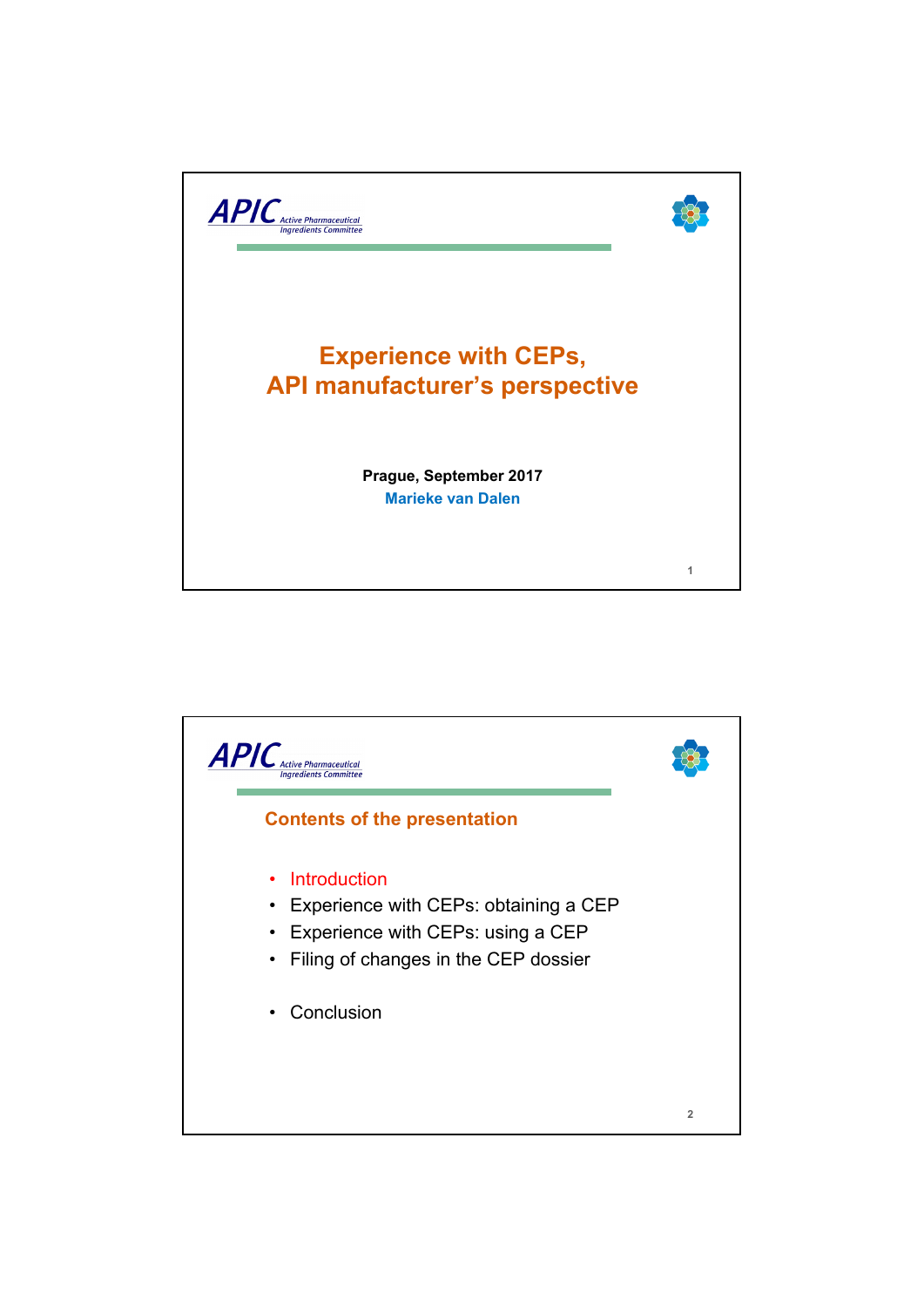APIC Active Pharmaceutical Ingredients Committee

# Experience with CEPs, API manufacturer's perspective

**Prague, September 2017**

**Marieke van Dalen**

---

APIC Active Pharmaceutical Ingredients Committee

## Contents of the presentation

- Introduction
- Experience with CEPs: obtaining a CEP
- Experience with CEPs: using a CEP
- Filing of changes in the CEP dossier
- Conclusion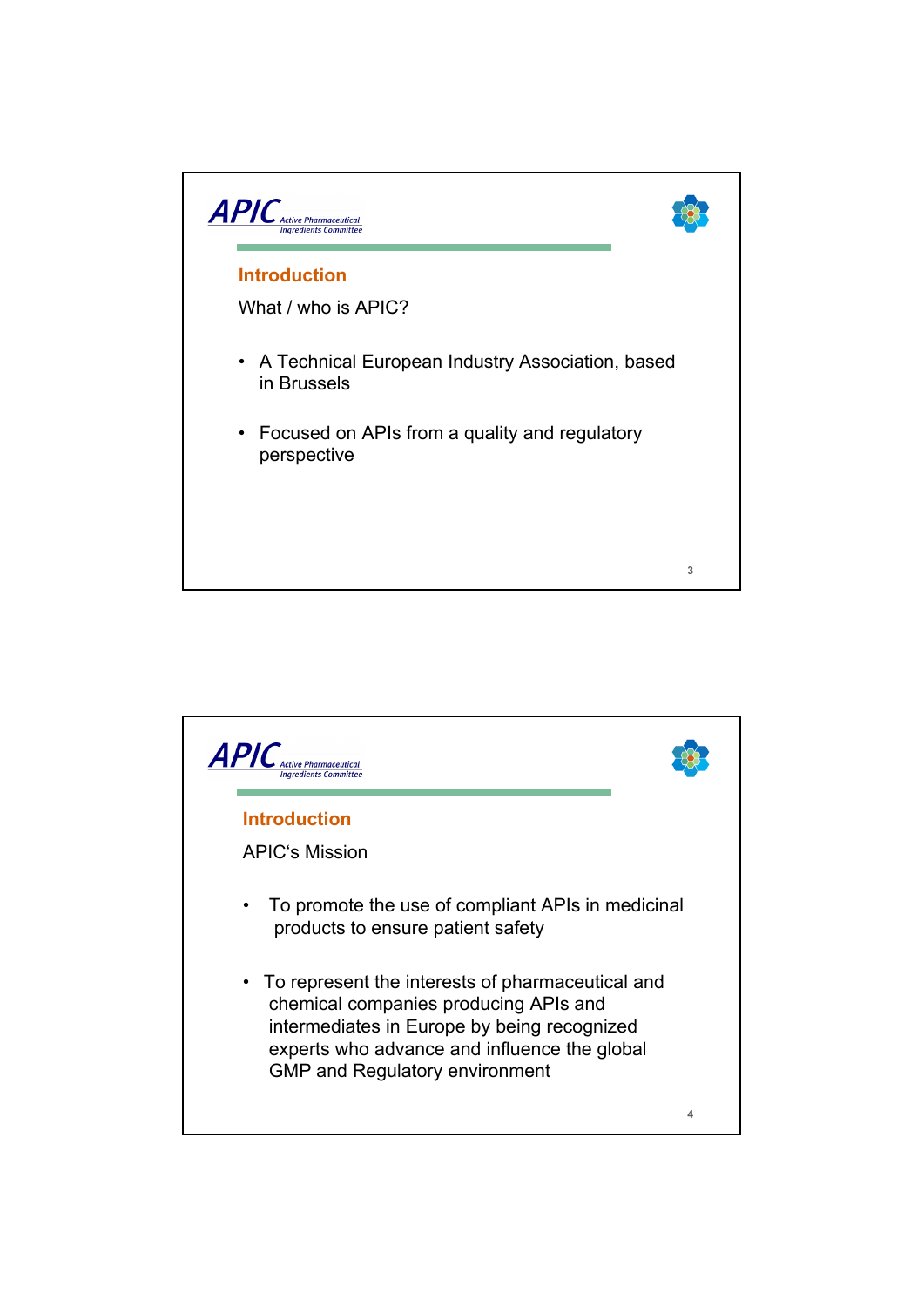APIC Active Pharmaceutical Ingredients Committee

## Introduction

What / who is APIC?

- A Technical European Industry Association, based in Brussels
- Focused on APIs from a quality and regulatory perspective

APIC Active Pharmaceutical Ingredients Committee

## Introduction

APIC's Mission

- To promote the use of compliant APIs in medicinal products to ensure patient safety
- To represent the interests of pharmaceutical and chemical companies producing APIs and intermediates in Europe by being recognized experts who advance and influence the global GMP and Regulatory environment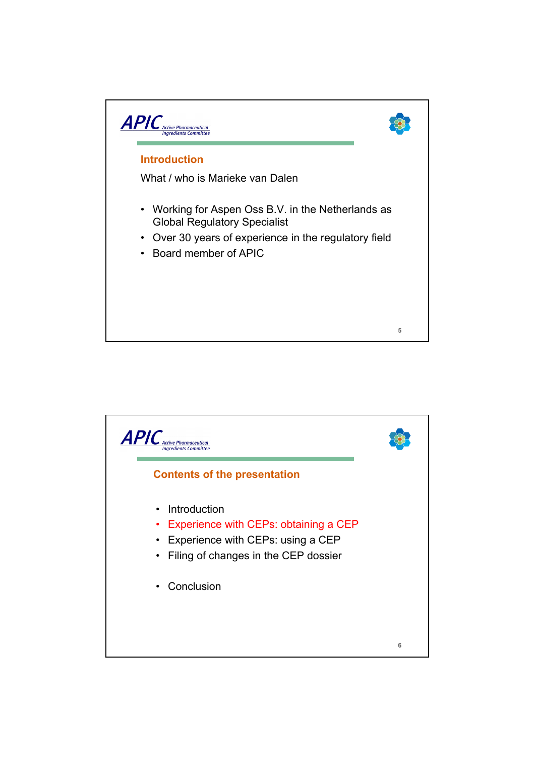## Introduction

What / who is Marieke van Dalen

- Working for Aspen Oss B.V. in the Netherlands as Global Regulatory Specialist
- Over 30 years of experience in the regulatory field
- Board member of APIC

## Contents of the presentation

- Introduction
- Experience with CEPs: obtaining a CEP
- Experience with CEPs: using a CEP
- Filing of changes in the CEP dossier
- Conclusion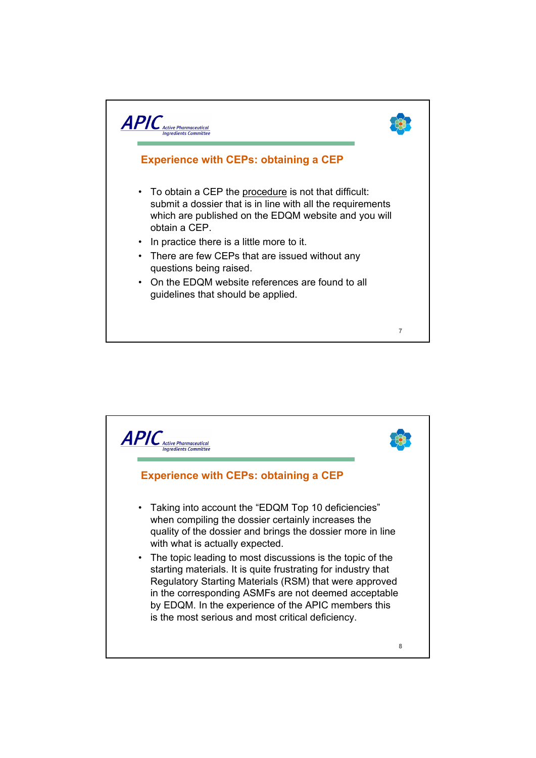## Experience with CEPs: obtaining a CEP

- To obtain a CEP the procedure is not that difficult: submit a dossier that is in line with all the requirements which are published on the EDQM website and you will obtain a CEP.
- In practice there is a little more to it.
- There are few CEPs that are issued without any questions being raised.
- On the EDQM website references are found to all guidelines that should be applied.

## Experience with CEPs: obtaining a CEP

- Taking into account the "EDQM Top 10 deficiencies" when compiling the dossier certainly increases the quality of the dossier and brings the dossier more in line with what is actually expected.
- The topic leading to most discussions is the topic of the starting materials. It is quite frustrating for industry that Regulatory Starting Materials (RSM) that were approved in the corresponding ASMFs are not deemed acceptable by EDQM. In the experience of the APIC members this is the most serious and most critical deficiency.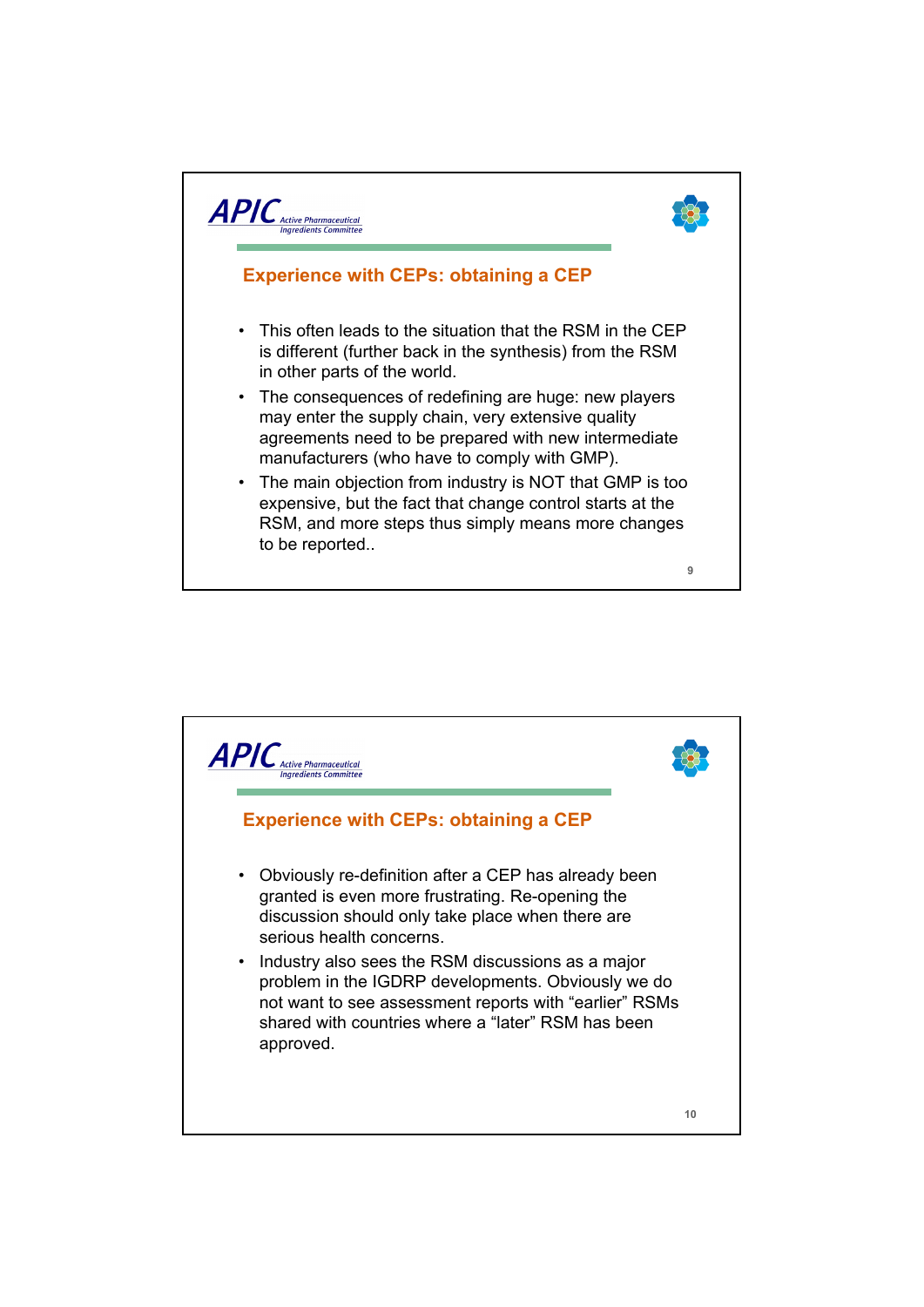## Experience with CEPs: obtaining a CEP

- This often leads to the situation that the RSM in the CEP is different (further back in the synthesis) from the RSM in other parts of the world.
- The consequences of redefining are huge: new players may enter the supply chain, very extensive quality agreements need to be prepared with new intermediate manufacturers (who have to comply with GMP).
- The main objection from industry is NOT that GMP is too expensive, but the fact that change control starts at the RSM, and more steps thus simply means more changes to be reported..

## Experience with CEPs: obtaining a CEP

- Obviously re-definition after a CEP has already been granted is even more frustrating. Re-opening the discussion should only take place when there are serious health concerns.
- Industry also sees the RSM discussions as a major problem in the IGDRP developments. Obviously we do not want to see assessment reports with "earlier" RSMs shared with countries where a "later" RSM has been approved.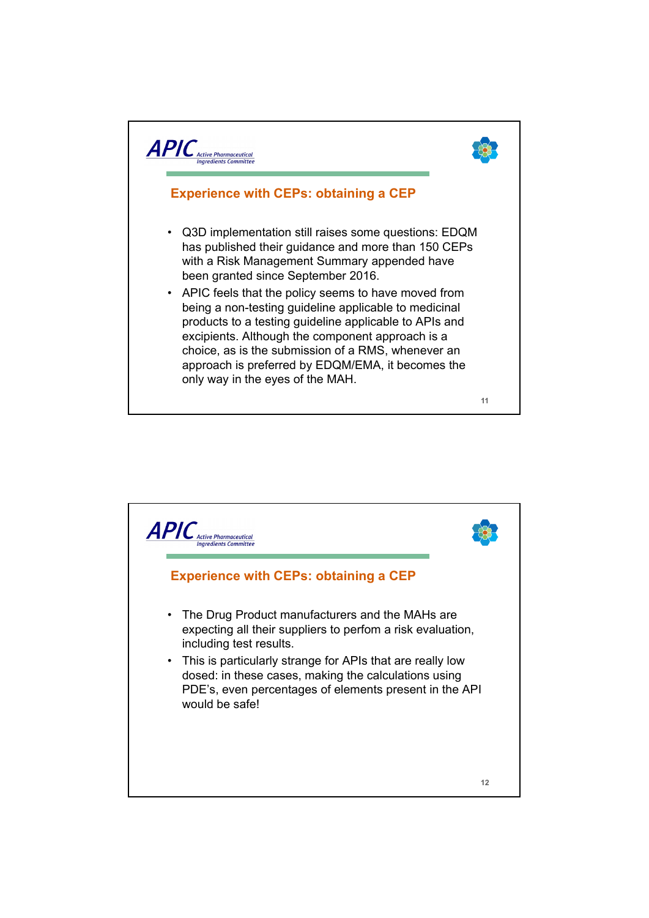## Experience with CEPs: obtaining a CEP

- Q3D implementation still raises some questions: EDQM has published their guidance and more than 150 CEPs with a Risk Management Summary appended have been granted since September 2016.
- APIC feels that the policy seems to have moved from being a non-testing guideline applicable to medicinal products to a testing guideline applicable to APIs and excipients. Although the component approach is a choice, as is the submission of a RMS, whenever an approach is preferred by EDQM/EMA, it becomes the only way in the eyes of the MAH.

## Experience with CEPs: obtaining a CEP

- The Drug Product manufacturers and the MAHs are expecting all their suppliers to perfom a risk evaluation, including test results.
- This is particularly strange for APIs that are really low dosed: in these cases, making the calculations using PDE's, even percentages of elements present in the API would be safe!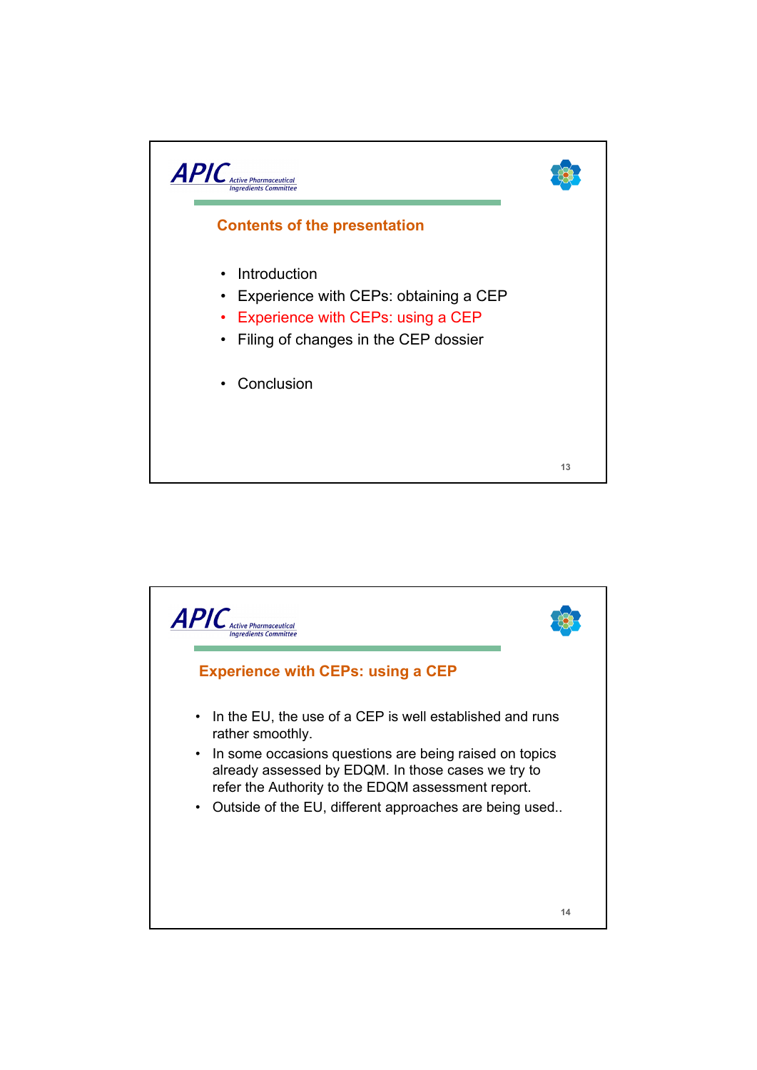## Contents of the presentation

- Introduction
- Experience with CEPs: obtaining a CEP
- Experience with CEPs: using a CEP
- Filing of changes in the CEP dossier
- Conclusion

## Experience with CEPs: using a CEP

- In the EU, the use of a CEP is well established and runs rather smoothly.
- In some occasions questions are being raised on topics already assessed by EDQM. In those cases we try to refer the Authority to the EDQM assessment report.
- Outside of the EU, different approaches are being used..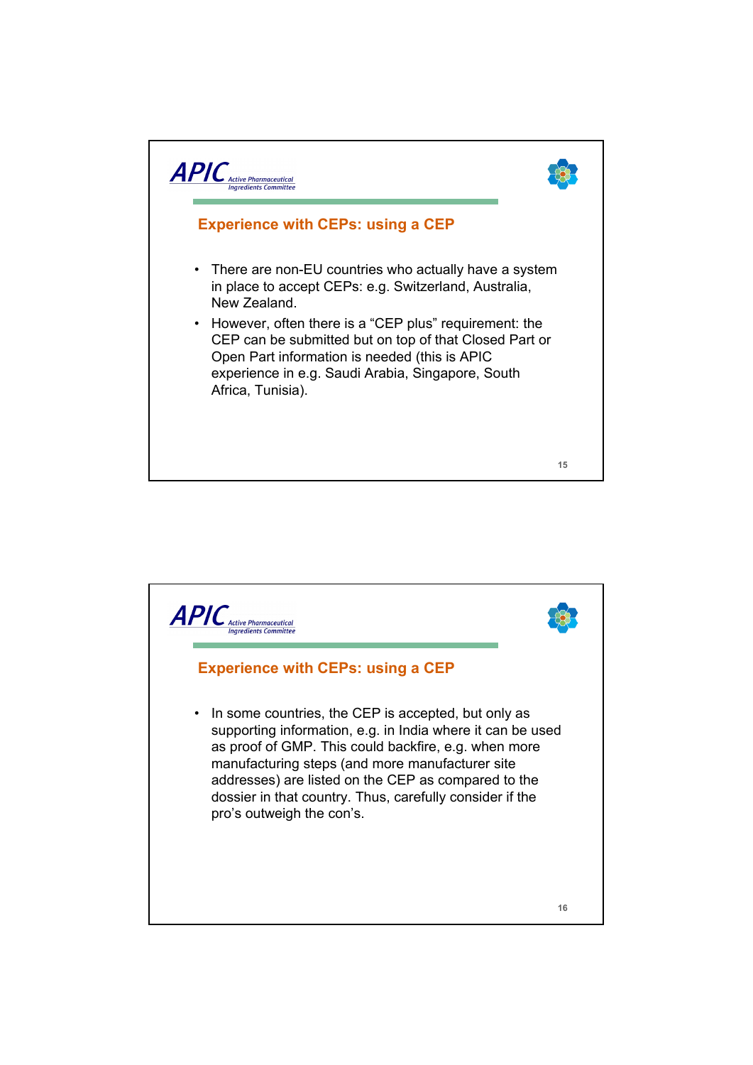## Experience with CEPs: using a CEP

- There are non-EU countries who actually have a system in place to accept CEPs: e.g. Switzerland, Australia, New Zealand.
- However, often there is a "CEP plus" requirement: the CEP can be submitted but on top of that Closed Part or Open Part information is needed (this is APIC experience in e.g. Saudi Arabia, Singapore, South Africa, Tunisia).

## Experience with CEPs: using a CEP

- In some countries, the CEP is accepted, but only as supporting information, e.g. in India where it can be used as proof of GMP. This could backfire, e.g. when more manufacturing steps (and more manufacturer site addresses) are listed on the CEP as compared to the dossier in that country. Thus, carefully consider if the pro's outweigh the con's.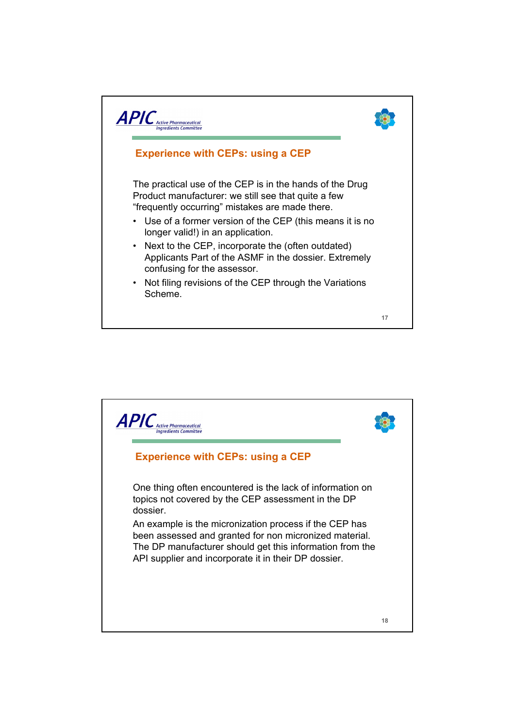## Experience with CEPs: using a CEP

The practical use of the CEP is in the hands of the Drug Product manufacturer: we still see that quite a few “frequently occurring” mistakes are made there.

- Use of a former version of the CEP (this means it is no longer valid!) in an application.
- Next to the CEP, incorporate the (often outdated) Applicants Part of the ASMF in the dossier. Extremely confusing for the assessor.
- Not filing revisions of the CEP through the Variations Scheme.

## Experience with CEPs: using a CEP

One thing often encountered is the lack of information on topics not covered by the CEP assessment in the DP dossier.

An example is the micronization process if the CEP has been assessed and granted for non micronized material. The DP manufacturer should get this information from the API supplier and incorporate it in their DP dossier.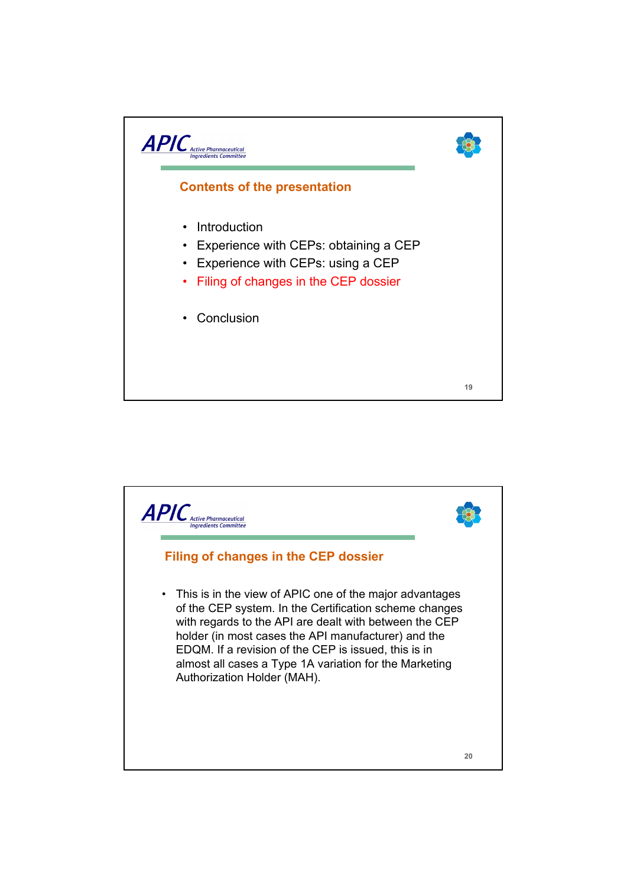APIC Active Pharmaceutical Ingredients Committee

## Contents of the presentation

- Introduction
- Experience with CEPs: obtaining a CEP
- Experience with CEPs: using a CEP
- Filing of changes in the CEP dossier
- Conclusion

APIC Active Pharmaceutical Ingredients Committee

## Filing of changes in the CEP dossier

- This is in the view of APIC one of the major advantages of the CEP system. In the Certification scheme changes with regards to the API are dealt with between the CEP holder (in most cases the API manufacturer) and the EDQM. If a revision of the CEP is issued, this is in almost all cases a Type 1A variation for the Marketing Authorization Holder (MAH).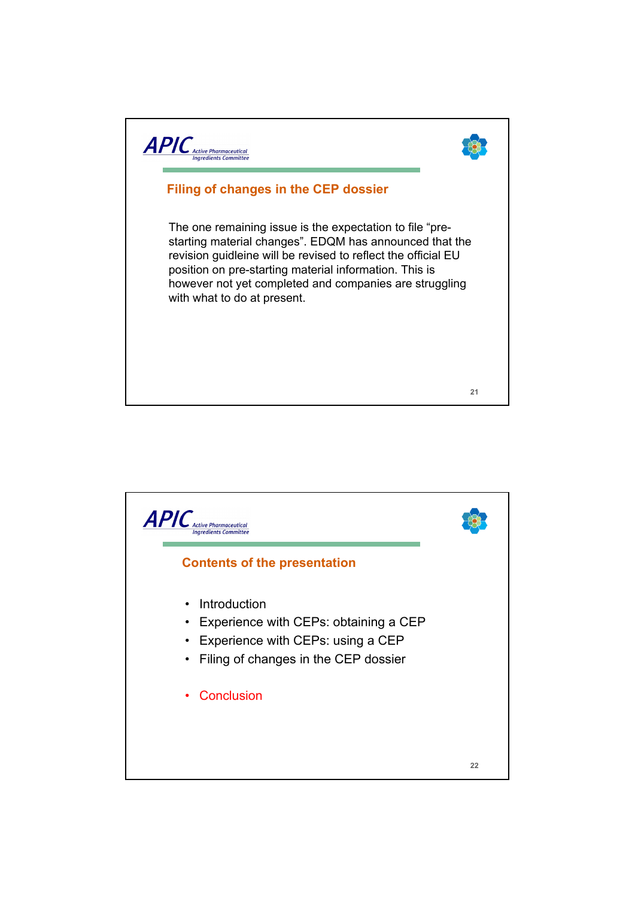## Filing of changes in the CEP dossier

The one remaining issue is the expectation to file "pre-starting material changes". EDQM has announced that the revision guidleine will be revised to reflect the official EU position on pre-starting material information. This is however not yet completed and companies are struggling with what to do at present.

## Contents of the presentation

- Introduction
- Experience with CEPs: obtaining a CEP
- Experience with CEPs: using a CEP
- Filing of changes in the CEP dossier

- Conclusion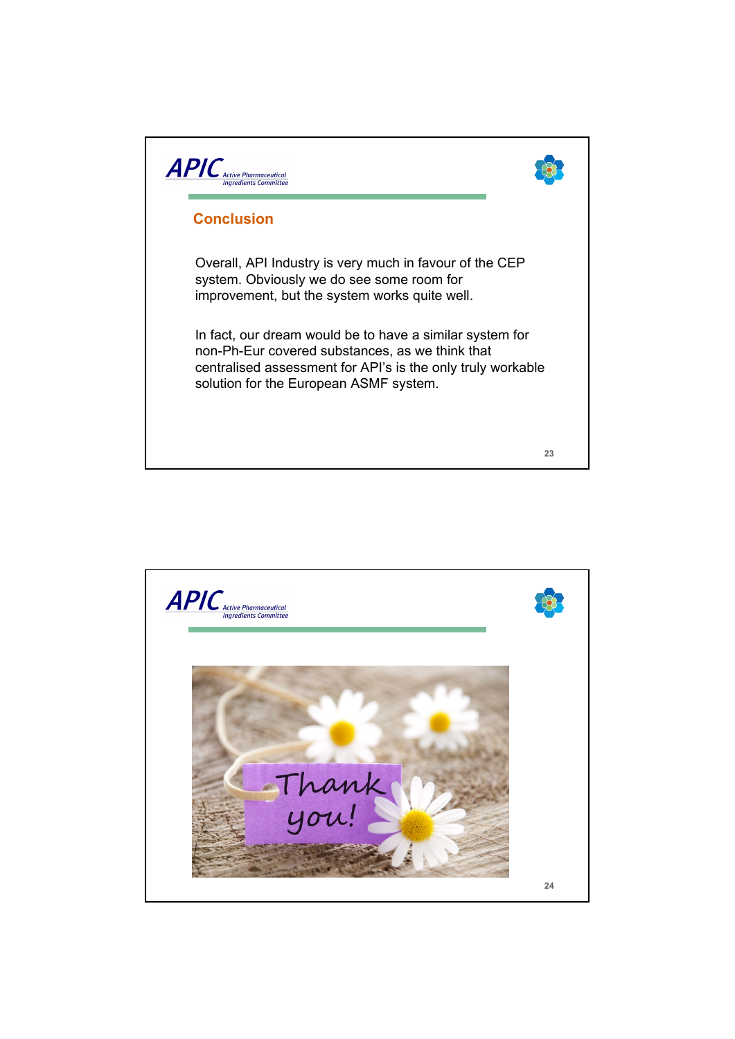APIC Active Pharmaceutical Ingredients Committee

## Conclusion

Overall, API Industry is very much in favour of the CEP system. Obviously we do see some room for improvement, but the system works quite well.

In fact, our dream would be to have a similar system for non-Ph-Eur covered substances, as we think that centralised assessment for API's is the only truly workable solution for the European ASMF system.

APIC Active Pharmaceutical Ingredients Committee

Thank you!